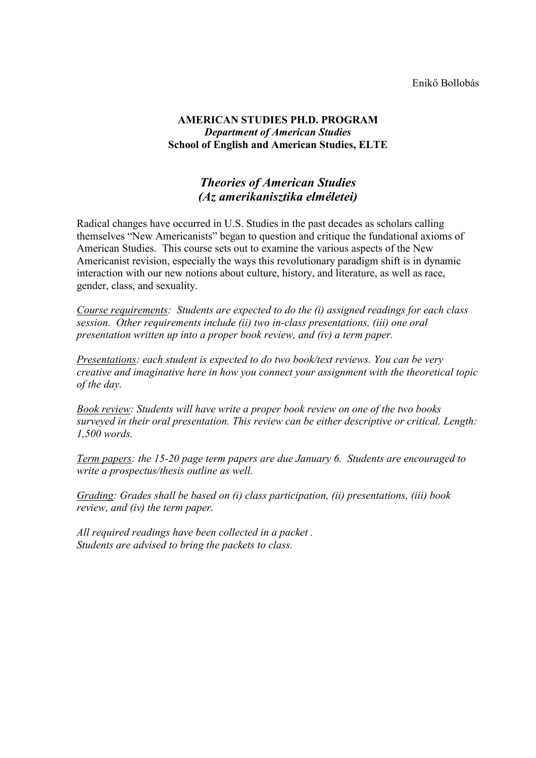Enikő Bollobás

**AMERICAN STUDIES PH.D. PROGRAM**
***Department of American Studies***
**School of English and American Studies, ELTE**

# *Theories of American Studies (Az amerikanisztika elméletei)*

Radical changes have occurred in U.S. Studies in the past decades as scholars calling themselves "New Americanists" began to question and critique the fundational axioms of American Studies. This course sets out to examine the various aspects of the New Americanist revision, especially the ways this revolutionary paradigm shift is in dynamic interaction with our new notions about culture, history, and literature, as well as race, gender, class, and sexuality.

*Course requirements: Students are expected to do the (i) assigned readings for each class session. Other requirements include (ii) two in-class presentations, (iii) one oral presentation written up into a proper book review, and (iv) a term paper.*

*Presentations: each student is expected to do two book/text reviews. You can be very creative and imaginative here in how you connect your assignment with the theoretical topic of the day.*

*Book review: Students will have write a proper book review on one of the two books surveyed in their oral presentation. This review can be either descriptive or critical. Length: 1,500 words.*

*Term papers: the 15-20 page term papers are due January 6. Students are encouraged to write a prospectus/thesis outline as well.*

*Grading: Grades shall be based on (i) class participation, (ii) presentations, (iii) book review, and (iv) the term paper.*

*All required readings have been collected in a packet .*
*Students are advised to bring the packets to class.*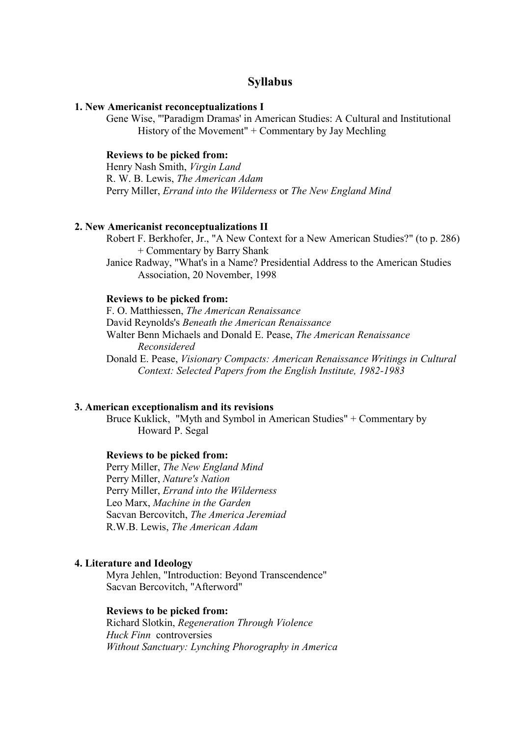## Syllabus

### 1. New Americanist reconceptualizations I

Gene Wise, "'Paradigm Dramas' in American Studies: A Cultural and Institutional History of the Movement" + Commentary by Jay Mechling

**Reviews to be picked from:**

Henry Nash Smith, *Virgin Land*
R. W. B. Lewis, *The American Adam*
Perry Miller, *Errand into the Wilderness* or *The New England Mind*

### 2. New Americanist reconceptualizations II

Robert F. Berkhofer, Jr., "A New Context for a New American Studies?" (to p. 286) + Commentary by Barry Shank
Janice Radway, "What's in a Name? Presidential Address to the American Studies Association, 20 November, 1998

**Reviews to be picked from:**

F. O. Matthiessen, *The American Renaissance*
David Reynolds's *Beneath the American Renaissance*
Walter Benn Michaels and Donald E. Pease, *The American Renaissance Reconsidered*
Donald E. Pease, *Visionary Compacts: American Renaissance Writings in Cultural Context: Selected Papers from the English Institute, 1982-1983*

### 3. American exceptionalism and its revisions

Bruce Kuklick, "Myth and Symbol in American Studies" + Commentary by Howard P. Segal

**Reviews to be picked from:**

Perry Miller, *The New England Mind*
Perry Miller, *Nature's Nation*
Perry Miller, *Errand into the Wilderness*
Leo Marx, *Machine in the Garden*
Sacvan Bercovitch, *The America Jeremiad*
R.W.B. Lewis, *The American Adam*

### 4. Literature and Ideology

Myra Jehlen, "Introduction: Beyond Transcendence"
Sacvan Bercovitch, "Afterword"

**Reviews to be picked from:**

Richard Slotkin, *Regeneration Through Violence*
*Huck Finn* controversies
*Without Sanctuary: Lynching Phorography in America*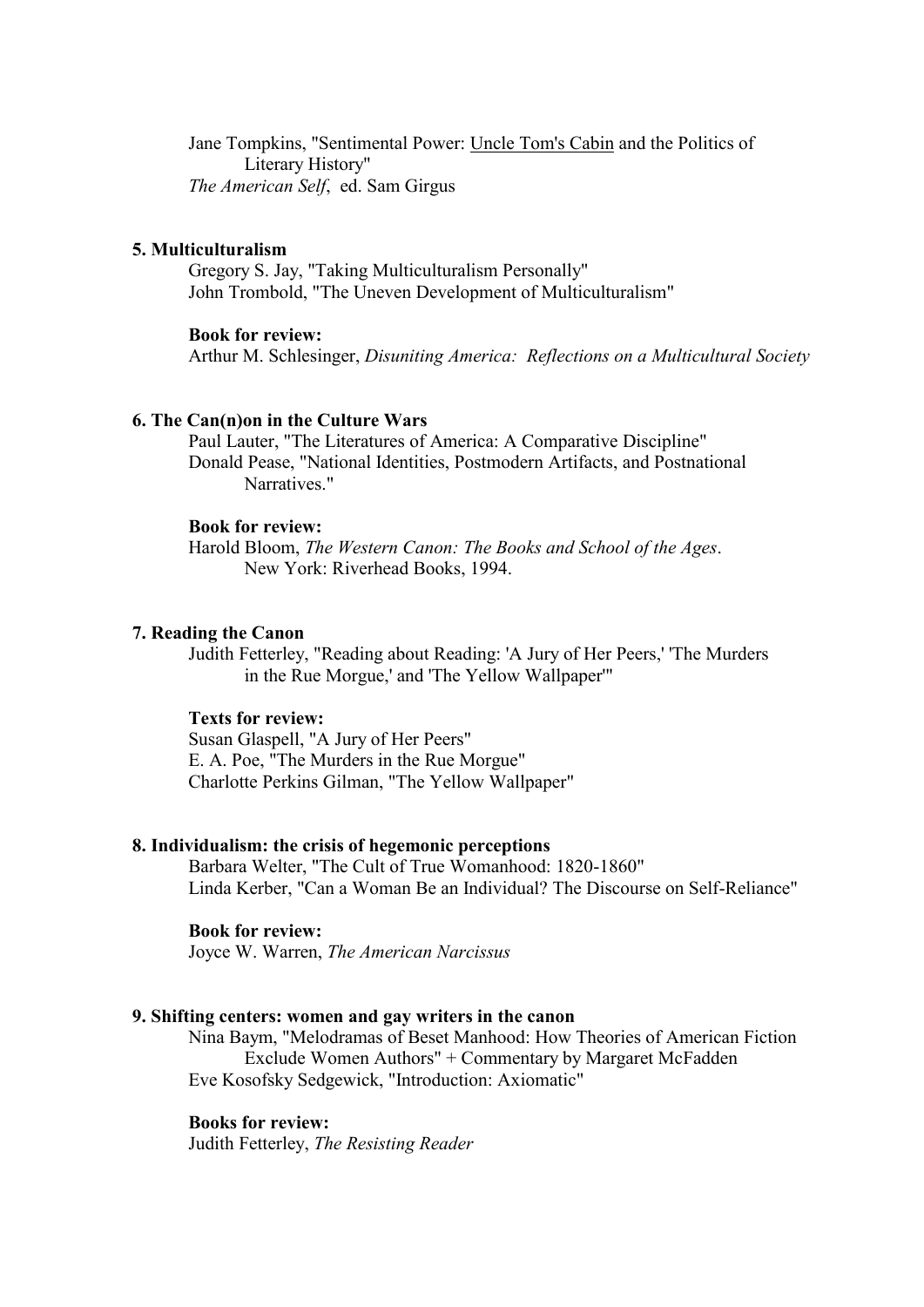Jane Tompkins, "Sentimental Power: Uncle Tom's Cabin and the Politics of Literary History"
*The American Self*, ed. Sam Girgus

**5. Multiculturalism**

Gregory S. Jay, "Taking Multiculturalism Personally"
John Trombold, "The Uneven Development of Multiculturalism"

**Book for review:**
Arthur M. Schlesinger, *Disuniting America: Reflections on a Multicultural Society*

**6. The Can(n)on in the Culture Wars**

Paul Lauter, "The Literatures of America: A Comparative Discipline"
Donald Pease, "National Identities, Postmodern Artifacts, and Postnational Narratives."

**Book for review:**
Harold Bloom, *The Western Canon: The Books and School of the Ages*. New York: Riverhead Books, 1994.

**7. Reading the Canon**

Judith Fetterley, "Reading about Reading: 'A Jury of Her Peers,' 'The Murders in the Rue Morgue,' and 'The Yellow Wallpaper'"

**Texts for review:**
Susan Glaspell, "A Jury of Her Peers"
E. A. Poe, "The Murders in the Rue Morgue"
Charlotte Perkins Gilman, "The Yellow Wallpaper"

**8. Individualism: the crisis of hegemonic perceptions**

Barbara Welter, "The Cult of True Womanhood: 1820-1860"
Linda Kerber, "Can a Woman Be an Individual? The Discourse on Self-Reliance"

**Book for review:**
Joyce W. Warren, *The American Narcissus*

**9. Shifting centers: women and gay writers in the canon**

Nina Baym, "Melodramas of Beset Manhood: How Theories of American Fiction Exclude Women Authors" + Commentary by Margaret McFadden
Eve Kosofsky Sedgewick, "Introduction: Axiomatic"

**Books for review:**
Judith Fetterley, *The Resisting Reader*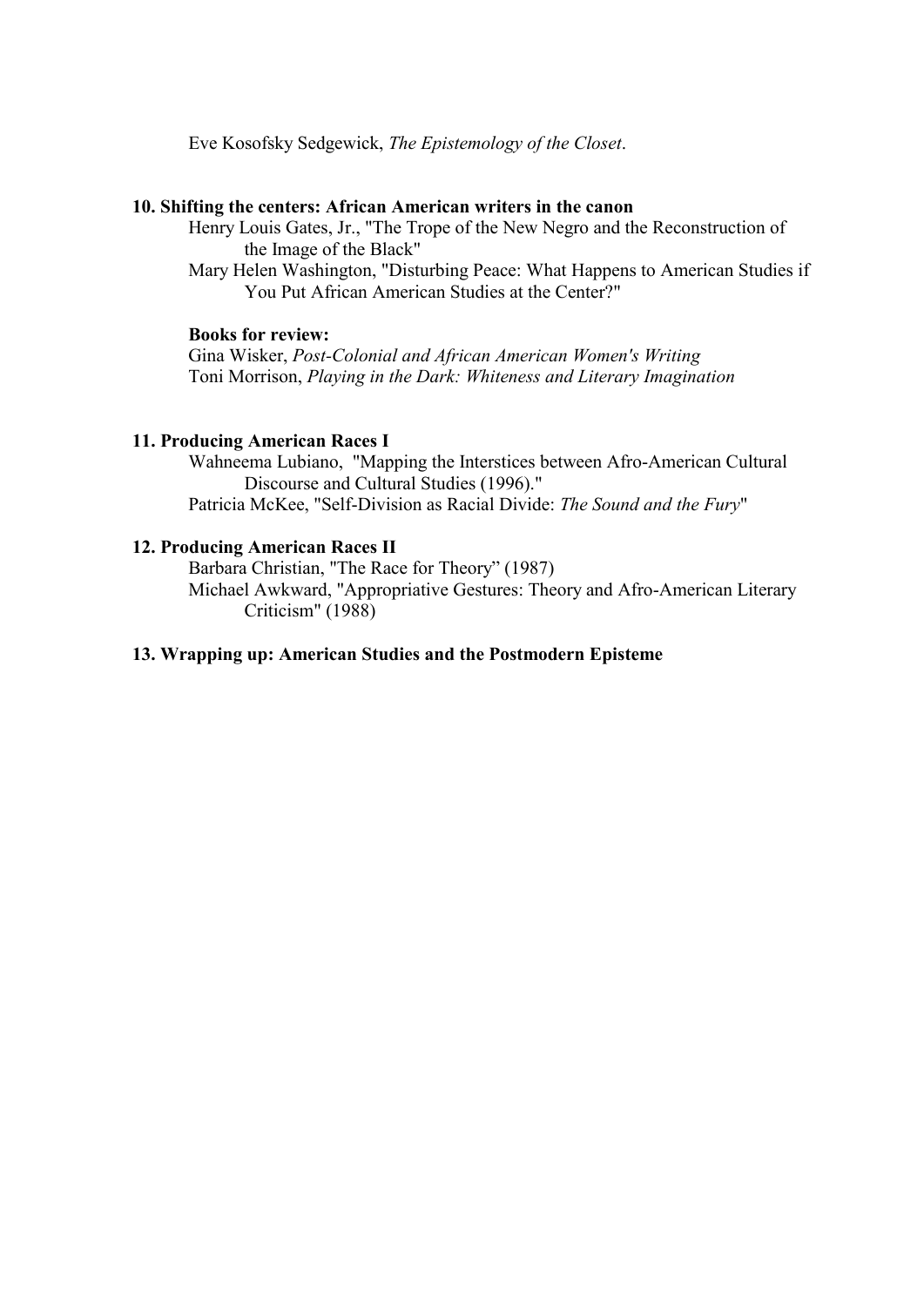Eve Kosofsky Sedgewick, *The Epistemology of the Closet*.

**10. Shifting the centers: African American writers in the canon**

Henry Louis Gates, Jr., "The Trope of the New Negro and the Reconstruction of the Image of the Black"

Mary Helen Washington, "Disturbing Peace: What Happens to American Studies if You Put African American Studies at the Center?"

**Books for review:**

Gina Wisker, *Post-Colonial and African American Women's Writing*

Toni Morrison, *Playing in the Dark: Whiteness and Literary Imagination*

**11. Producing American Races I**

Wahneema Lubiano, "Mapping the Interstices between Afro-American Cultural Discourse and Cultural Studies (1996)."

Patricia McKee, "Self-Division as Racial Divide: *The Sound and the Fury*"

**12. Producing American Races II**

Barbara Christian, "The Race for Theory" (1987)

Michael Awkward, "Appropriative Gestures: Theory and Afro-American Literary Criticism" (1988)

**13. Wrapping up: American Studies and the Postmodern Episteme**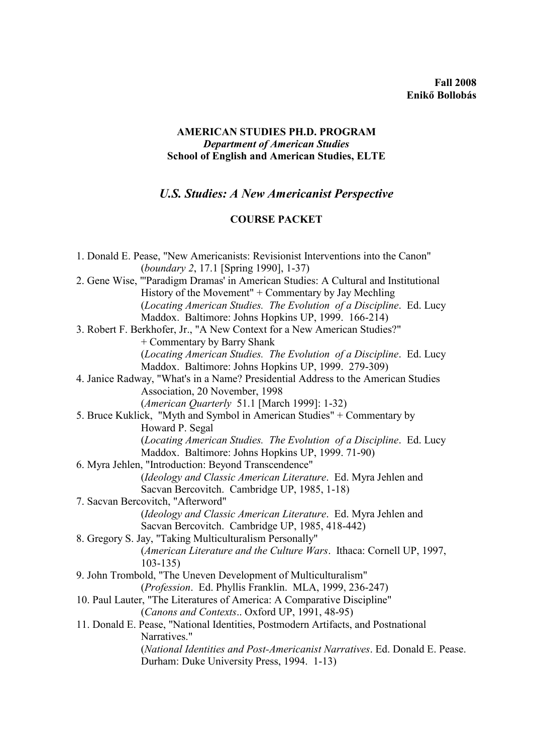**Fall 2008**
**Enikő Bollobás**

**AMERICAN STUDIES PH.D. PROGRAM**
***Department of American Studies***
**School of English and American Studies, ELTE**

## *U.S. Studies: A New Americanist Perspective*

**COURSE PACKET**

1. Donald E. Pease, "New Americanists: Revisionist Interventions into the Canon" (*boundary 2*, 17.1 [Spring 1990], 1-37)
2. Gene Wise, "'Paradigm Dramas' in American Studies: A Cultural and Institutional History of the Movement" + Commentary by Jay Mechling (*Locating American Studies. The Evolution of a Discipline*. Ed. Lucy Maddox. Baltimore: Johns Hopkins UP, 1999. 166-214)
3. Robert F. Berkhofer, Jr., "A New Context for a New American Studies?" + Commentary by Barry Shank (*Locating American Studies. The Evolution of a Discipline*. Ed. Lucy Maddox. Baltimore: Johns Hopkins UP, 1999. 279-309)
4. Janice Radway, "What's in a Name? Presidential Address to the American Studies Association, 20 November, 1998 (*American Quarterly* 51.1 [March 1999]: 1-32)
5. Bruce Kuklick, "Myth and Symbol in American Studies" + Commentary by Howard P. Segal (*Locating American Studies. The Evolution of a Discipline*. Ed. Lucy Maddox. Baltimore: Johns Hopkins UP, 1999. 71-90)
6. Myra Jehlen, "Introduction: Beyond Transcendence" (*Ideology and Classic American Literature*. Ed. Myra Jehlen and Sacvan Bercovitch. Cambridge UP, 1985, 1-18)
7. Sacvan Bercovitch, "Afterword" (*Ideology and Classic American Literature*. Ed. Myra Jehlen and Sacvan Bercovitch. Cambridge UP, 1985, 418-442)
8. Gregory S. Jay, "Taking Multiculturalism Personally" (*American Literature and the Culture Wars*. Ithaca: Cornell UP, 1997, 103-135)
9. John Trombold, "The Uneven Development of Multiculturalism" (*Profession*. Ed. Phyllis Franklin. MLA, 1999, 236-247)
10. Paul Lauter, "The Literatures of America: A Comparative Discipline" (*Canons and Contexts*.. Oxford UP, 1991, 48-95)
11. Donald E. Pease, "National Identities, Postmodern Artifacts, and Postnational Narratives." (*National Identities and Post-Americanist Narratives*. Ed. Donald E. Pease. Durham: Duke University Press, 1994. 1-13)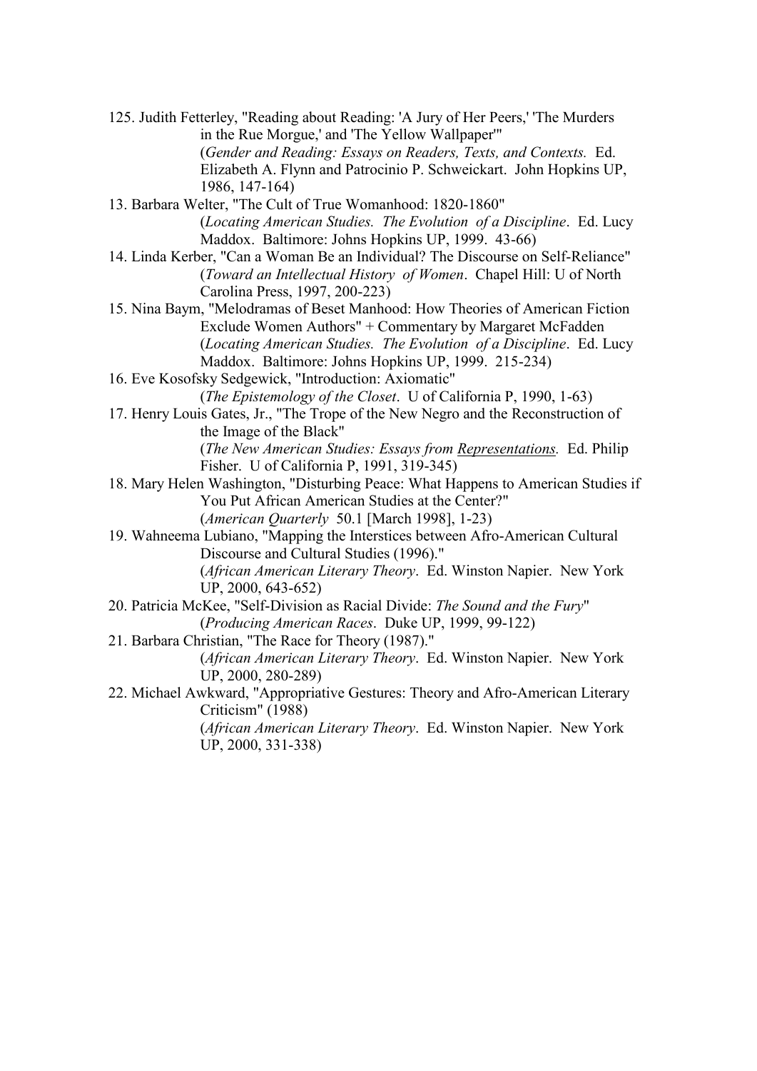125. Judith Fetterley, "Reading about Reading: 'A Jury of Her Peers,' 'The Murders in the Rue Morgue,' and 'The Yellow Wallpaper'" (*Gender and Reading: Essays on Readers, Texts, and Contexts.* Ed. Elizabeth A. Flynn and Patrocinio P. Schweickart. John Hopkins UP, 1986, 147-164)

13. Barbara Welter, "The Cult of True Womanhood: 1820-1860" (*Locating American Studies. The Evolution of a Discipline*. Ed. Lucy Maddox. Baltimore: Johns Hopkins UP, 1999. 43-66)

14. Linda Kerber, "Can a Woman Be an Individual? The Discourse on Self-Reliance" (*Toward an Intellectual History of Women*. Chapel Hill: U of North Carolina Press, 1997, 200-223)

15. Nina Baym, "Melodramas of Beset Manhood: How Theories of American Fiction Exclude Women Authors" + Commentary by Margaret McFadden (*Locating American Studies. The Evolution of a Discipline*. Ed. Lucy Maddox. Baltimore: Johns Hopkins UP, 1999. 215-234)

16. Eve Kosofsky Sedgewick, "Introduction: Axiomatic" (*The Epistemology of the Closet*. U of California P, 1990, 1-63)

17. Henry Louis Gates, Jr., "The Trope of the New Negro and the Reconstruction of the Image of the Black" (*The New American Studies: Essays from Representations.* Ed. Philip Fisher. U of California P, 1991, 319-345)

18. Mary Helen Washington, "Disturbing Peace: What Happens to American Studies if You Put African American Studies at the Center?" (*American Quarterly* 50.1 [March 1998], 1-23)

19. Wahneema Lubiano, "Mapping the Interstices between Afro-American Cultural Discourse and Cultural Studies (1996)." (*African American Literary Theory*. Ed. Winston Napier. New York UP, 2000, 643-652)

20. Patricia McKee, "Self-Division as Racial Divide: *The Sound and the Fury*" (*Producing American Races*. Duke UP, 1999, 99-122)

21. Barbara Christian, "The Race for Theory (1987)." (*African American Literary Theory*. Ed. Winston Napier. New York UP, 2000, 280-289)

22. Michael Awkward, "Appropriative Gestures: Theory and Afro-American Literary Criticism" (1988) (*African American Literary Theory*. Ed. Winston Napier. New York UP, 2000, 331-338)